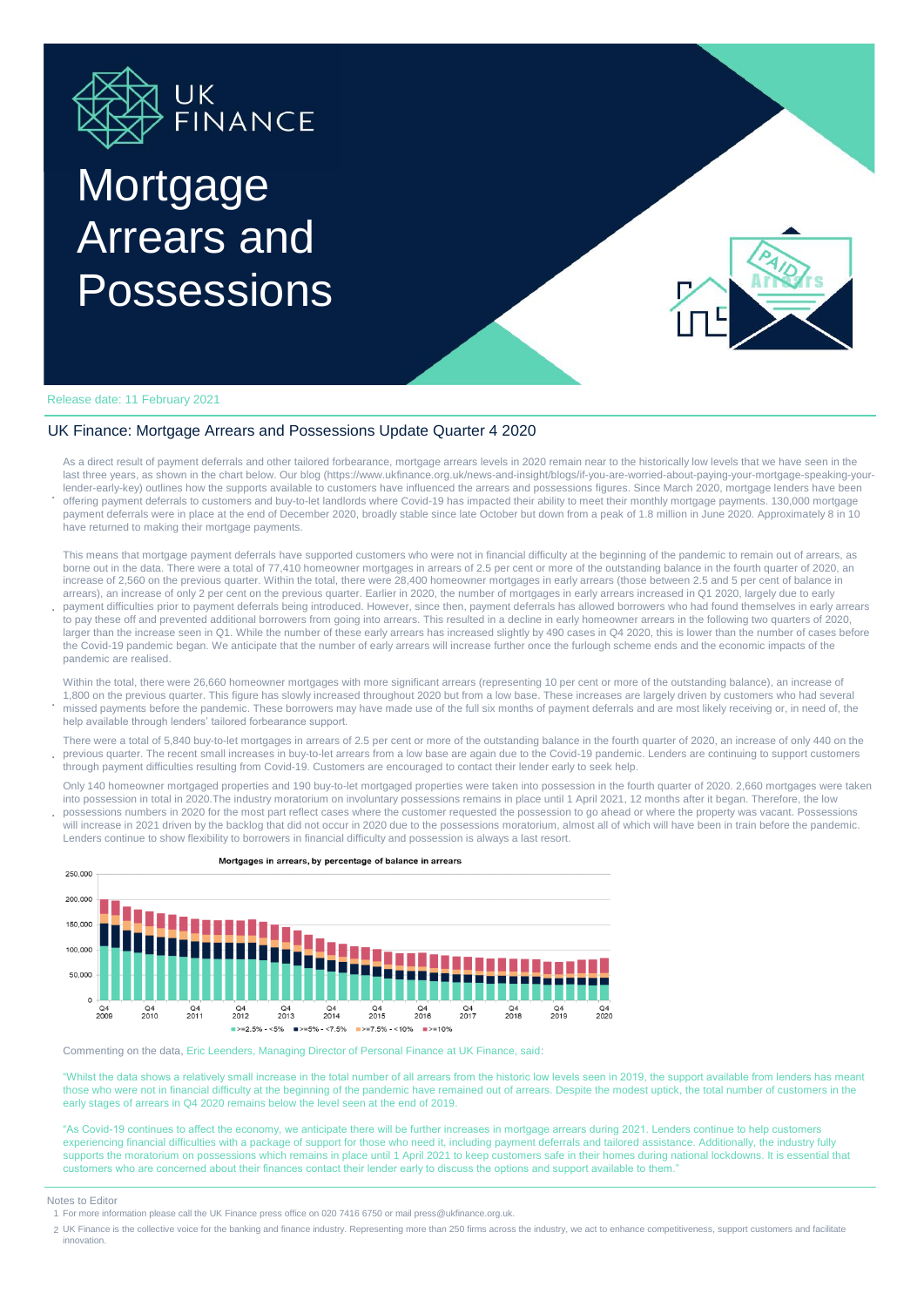# Mortgage Arrears and Possessions

Release date: 11 February 2021

## UK Finance: Mortgage Arrears and Possessions Update Quarter 4 2020

- As a direct result of payment deferrals and other tailored forbearance, mortgage arrears levels in 2020 remain near to the historically low levels that we have seen in the last three years, as shown in the chart below. Our blog (https://www.ukfinance.org.uk/news-and-insight/blogs/if-you-are-worried-about-paying-your-mortgage-speaking-your-lender-early-key) outlines how the supports available to customers have influenced the arrears and possessions figures. Since March 2020, mortgage lenders have been offering payment deferrals to customers and buy-to-let landlords where Covid-19 has impacted their ability to meet their monthly mortgage payments. 130,000 mortgage payment deferrals were in place at the end of December 2020, broadly stable since late October but down from a peak of 1.8 million in June 2020. Approximately 8 in 10 have returned to making their mortgage payments.

- This means that mortgage payment deferrals have supported customers who were not in financial difficulty at the beginning of the pandemic to remain out of arrears, as borne out in the data. There were a total of 77,410 homeowner mortgages in arrears of 2.5 per cent or more of the outstanding balance in the fourth quarter of 2020, an increase of 2,560 on the previous quarter. Within the total, there were 28,400 homeowner mortgages in early arrears (those between 2.5 and 5 per cent of balance in arrears), an increase of only 2 per cent on the previous quarter. Earlier in 2020, the number of mortgages in early arrears increased in Q1 2020, largely due to early payment difficulties prior to payment deferrals being introduced. However, since then, payment deferrals has allowed borrowers who had found themselves in early arrears to pay these off and prevented additional borrowers from going into arrears. This resulted in a decline in early homeowner arrears in the following two quarters of 2020, larger than the increase seen in Q1. While the number of these early arrears has increased slightly by 490 cases in Q4 2020, this is lower than the number of cases before the Covid-19 pandemic began. We anticipate that the number of early arrears will increase further once the furlough scheme ends and the economic impacts of the pandemic are realised.

- Within the total, there were 26,660 homeowner mortgages with more significant arrears (representing 10 per cent or more of the outstanding balance), an increase of 1,800 on the previous quarter. This figure has slowly increased throughout 2020 but from a low base. These increases are largely driven by customers who had several missed payments before the pandemic. These borrowers may have made use of the full six months of payment deferrals and are most likely receiving or, in need of, the help available through lenders' tailored forbearance support.

- There were a total of 5,840 buy-to-let mortgages in arrears of 2.5 per cent or more of the outstanding balance in the fourth quarter of 2020, an increase of only 440 on the previous quarter. The recent small increases in buy-to-let arrears from a low base are again due to the Covid-19 pandemic. Lenders are continuing to support customers through payment difficulties resulting from Covid-19. Customers are encouraged to contact their lender early to seek help.

- Only 140 homeowner mortgaged properties and 190 buy-to-let mortgaged properties were taken into possession in the fourth quarter of 2020. 2,660 mortgages were taken into possession in total in 2020.The industry moratorium on involuntary possessions remains in place until 1 April 2021, 12 months after it began. Therefore, the low possessions numbers in 2020 for the most part reflect cases where the customer requested the possession to go ahead or where the property was vacant. Possessions will increase in 2021 driven by the backlog that did not occur in 2020 due to the possessions moratorium, almost all of which will have been in train before the pandemic. Lenders continue to show flexibility to borrowers in financial difficulty and possession is always a last resort.

**Mortgages in arrears, by percentage of balance in arrears**

[Stacked bar chart, Q4 2009 – Q4 2020, y-axis 0 to 250,000. Legend: >=2.5% - <5%; >=5% - <7.5%; >=7.5% - <10%; >=10%]

Commenting on the data, Eric Leenders, Managing Director of Personal Finance at UK Finance, said:

"Whilst the data shows a relatively small increase in the total number of all arrears from the historic low levels seen in 2019, the support available from lenders has meant those who were not in financial difficulty at the beginning of the pandemic have remained out of arrears. Despite the modest uptick, the total number of customers in the early stages of arrears in Q4 2020 remains below the level seen at the end of 2019.

"As Covid-19 continues to affect the economy, we anticipate there will be further increases in mortgage arrears during 2021. Lenders continue to help customers experiencing financial difficulties with a package of support for those who need it, including payment deferrals and tailored assistance. Additionally, the industry fully supports the moratorium on possessions which remains in place until 1 April 2021 to keep customers safe in their homes during national lockdowns. It is essential that customers who are concerned about their finances contact their lender early to discuss the options and support available to them."

Notes to Editor

1. For more information please call the UK Finance press office on 020 7416 6750 or mail press@ukfinance.org.uk.
2. UK Finance is the collective voice for the banking and finance industry. Representing more than 250 firms across the industry, we act to enhance competitiveness, support customers and facilitate innovation.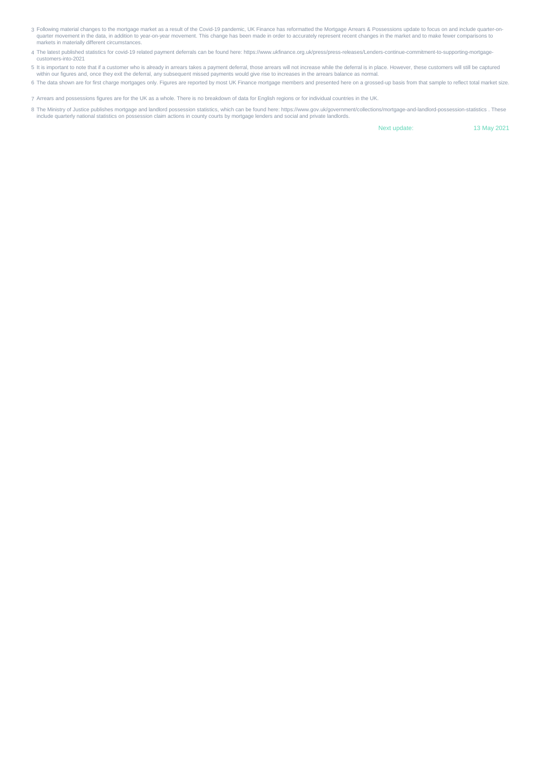3 Following material changes to the mortgage market as a result of the Covid-19 pandemic, UK Finance has reformatted the Mortgage Arrears & Possessions update to focus on and include quarter-on-quarter movement in the data, in addition to year-on-year movement. This change has been made in order to accurately represent recent changes in the market and to make fewer comparisons to markets in materially different circumstances.

4 The latest published statistics for covid-19 related payment deferrals can be found here: https://www.ukfinance.org.uk/press/press-releases/Lenders-continue-commitment-to-supporting-mortgage-customers-into-2021

5 It is important to note that if a customer who is already in arrears takes a payment deferral, those arrears will not increase while the deferral is in place. However, these customers will still be captured within our figures and, once they exit the deferral, any subsequent missed payments would give rise to increases in the arrears balance as normal.

6 The data shown are for first charge mortgages only. Figures are reported by most UK Finance mortgage members and presented here on a grossed-up basis from that sample to reflect total market size.

7 Arrears and possessions figures are for the UK as a whole. There is no breakdown of data for English regions or for individual countries in the UK.

8 The Ministry of Justice publishes mortgage and landlord possession statistics, which can be found here: https://www.gov.uk/government/collections/mortgage-and-landlord-possession-statistics . These include quarterly national statistics on possession claim actions in county courts by mortgage lenders and social and private landlords.

Next update: 13 May 2021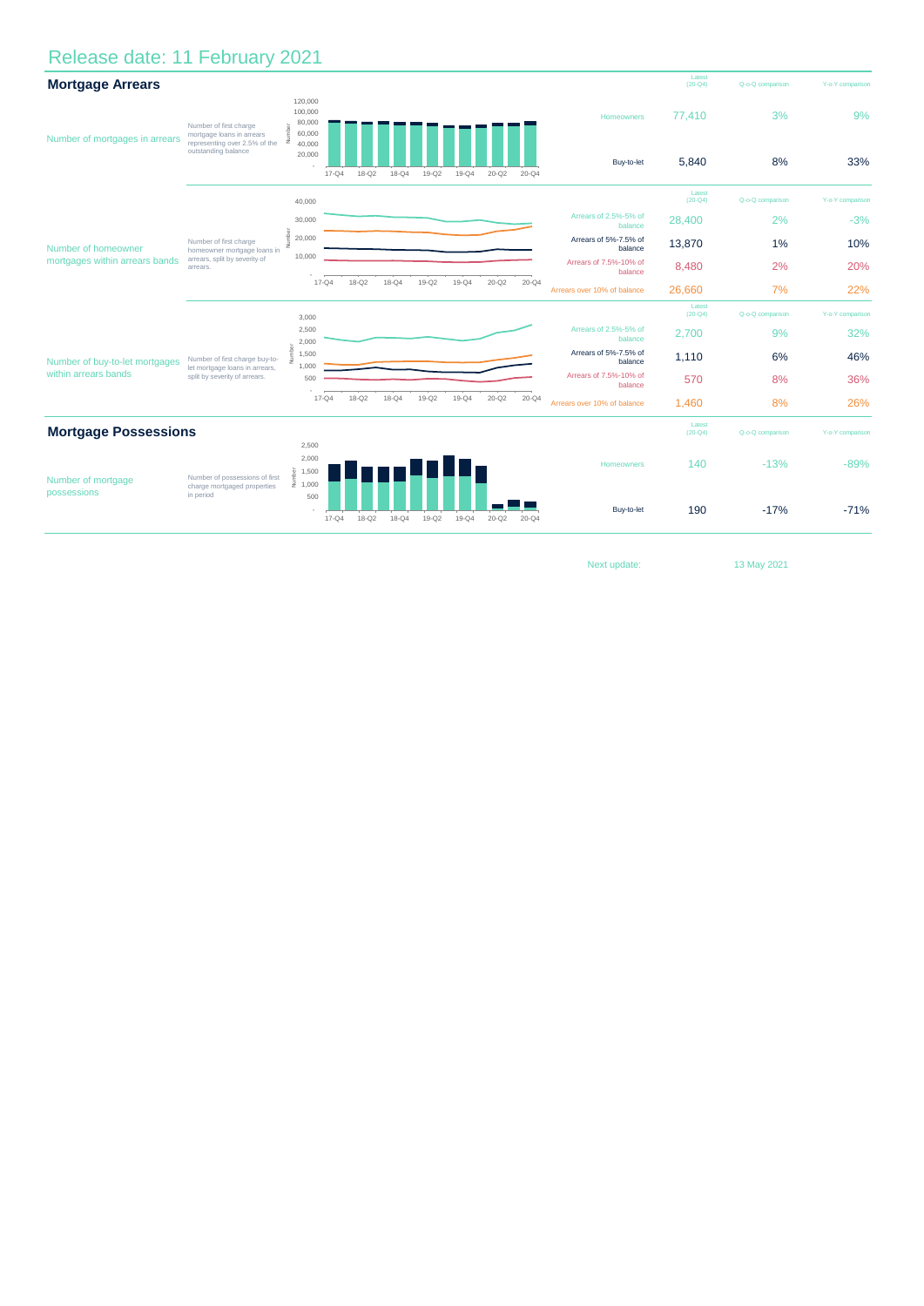Release date: 11 February 2021

## Mortgage Arrears

| | | Latest (20-Q4) | Q-o-Q comparison | Y-o-Y comparison |
|---|---|---|---|---|
| Number of mortgages in arrears (Number of first charge mortgage loans in arrears representing over 2.5% of the outstanding balance) | Homeowners | 77,410 | 3% | 9% |
| | Buy-to-let | 5,840 | 8% | 33% |

| | | Latest (20-Q4) | Q-o-Q comparison | Y-o-Y comparison |
|---|---|---|---|---|
| Number of homeowner mortgages within arrears bands (Number of first charge homeowner mortgage loans in arrears, split by severity of arrears.) | Arrears of 2.5%-5% of balance | 28,400 | 2% | -3% |
| | Arrears of 5%-7.5% of balance | 13,870 | 1% | 10% |
| | Arrears of 7.5%-10% of balance | 8,480 | 2% | 20% |
| | Arrears over 10% of balance | 26,660 | 7% | 22% |

| | | Latest (20-Q4) | Q-o-Q comparison | Y-o-Y comparison |
|---|---|---|---|---|
| Number of buy-to-let mortgages within arrears bands (Number of first charge buy-to-let mortgage loans in arrears, split by severity of arrears.) | Arrears of 2.5%-5% of balance | 2,700 | 9% | 32% |
| | Arrears of 5%-7.5% of balance | 1,110 | 6% | 46% |
| | Arrears of 7.5%-10% of balance | 570 | 8% | 36% |
| | Arrears over 10% of balance | 1,460 | 8% | 26% |

## Mortgage Possessions

| | | Latest (20-Q4) | Q-o-Q comparison | Y-o-Y comparison |
|---|---|---|---|---|
| Number of mortgage possessions (Number of possessions of first charge mortgaged properties in period) | Homeowners | 140 | -13% | -89% |
| | Buy-to-let | 190 | -17% | -71% |

Next update: 13 May 2021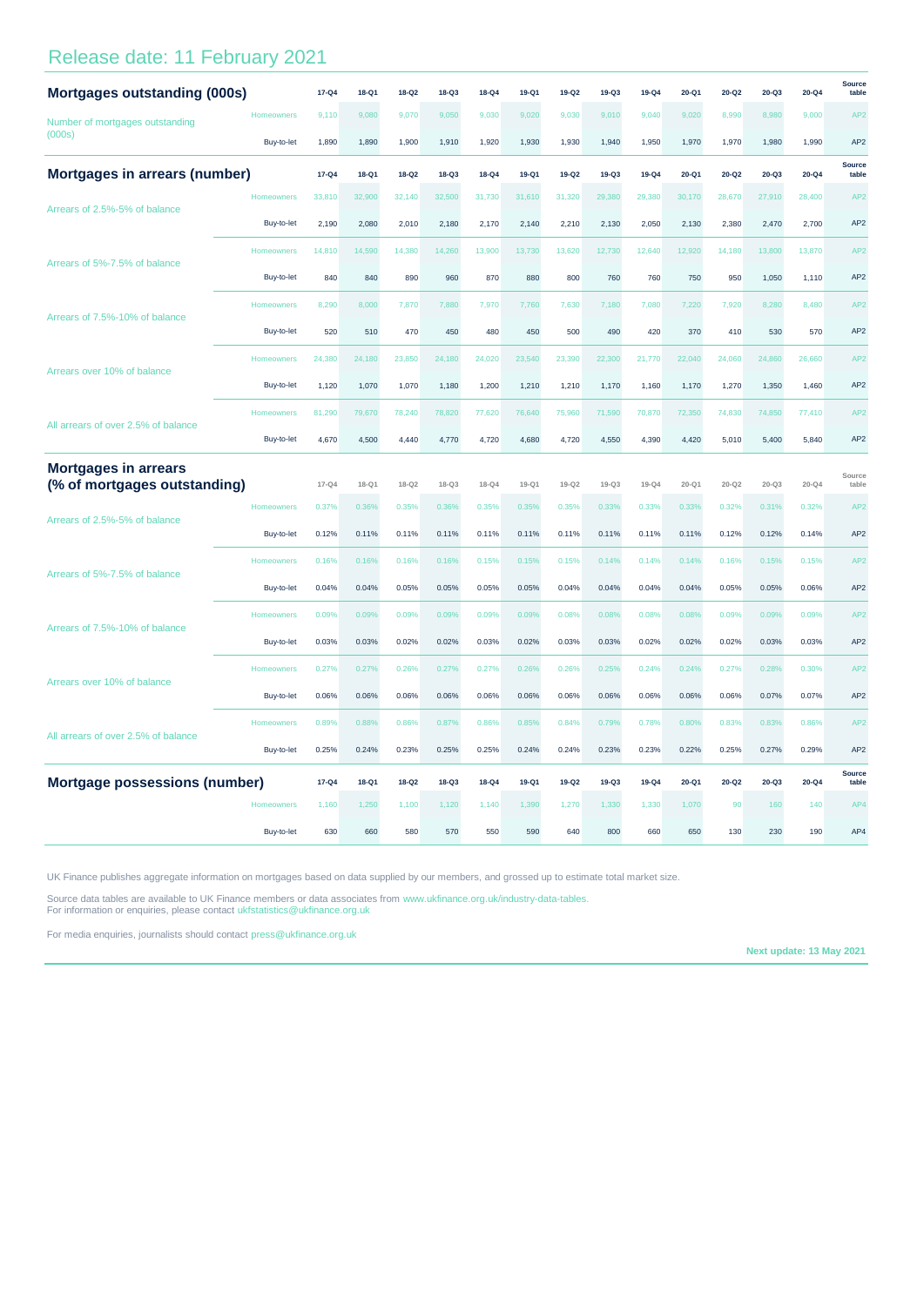# Release date: 11 February 2021

## Mortgages outstanding (000s)

| | | 17-Q4 | 18-Q1 | 18-Q2 | 18-Q3 | 18-Q4 | 19-Q1 | 19-Q2 | 19-Q3 | 19-Q4 | 20-Q1 | 20-Q2 | 20-Q3 | 20-Q4 | Source table |
|---|---|---|---|---|---|---|---|---|---|---|---|---|---|---|---|
| Number of mortgages outstanding (000s) | Homeowners | 9,110 | 9,080 | 9,070 | 9,050 | 9,030 | 9,020 | 9,030 | 9,010 | 9,040 | 9,020 | 8,990 | 8,980 | 9,000 | AP2 |
| | Buy-to-let | 1,890 | 1,890 | 1,900 | 1,910 | 1,920 | 1,930 | 1,930 | 1,940 | 1,950 | 1,970 | 1,970 | 1,980 | 1,990 | AP2 |

## Mortgages in arrears (number)

| | | 17-Q4 | 18-Q1 | 18-Q2 | 18-Q3 | 18-Q4 | 19-Q1 | 19-Q2 | 19-Q3 | 19-Q4 | 20-Q1 | 20-Q2 | 20-Q3 | 20-Q4 | Source table |
|---|---|---|---|---|---|---|---|---|---|---|---|---|---|---|---|
| Arrears of 2.5%-5% of balance | Homeowners | 33,810 | 32,900 | 32,140 | 32,500 | 31,730 | 31,610 | 31,320 | 29,380 | 29,380 | 30,170 | 28,670 | 27,910 | 28,400 | AP2 |
| | Buy-to-let | 2,190 | 2,080 | 2,010 | 2,180 | 2,170 | 2,140 | 2,210 | 2,130 | 2,050 | 2,130 | 2,380 | 2,470 | 2,700 | AP2 |
| Arrears of 5%-7.5% of balance | Homeowners | 14,810 | 14,590 | 14,380 | 14,260 | 13,900 | 13,730 | 13,620 | 12,730 | 12,640 | 12,920 | 14,180 | 13,800 | 13,870 | AP2 |
| | Buy-to-let | 840 | 840 | 890 | 960 | 870 | 880 | 800 | 760 | 760 | 750 | 950 | 1,050 | 1,110 | AP2 |
| Arrears of 7.5%-10% of balance | Homeowners | 8,290 | 8,000 | 7,870 | 7,880 | 7,970 | 7,760 | 7,630 | 7,180 | 7,080 | 7,220 | 7,920 | 8,280 | 8,480 | AP2 |
| | Buy-to-let | 520 | 510 | 470 | 450 | 480 | 450 | 500 | 490 | 420 | 370 | 410 | 530 | 570 | AP2 |
| Arrears over 10% of balance | Homeowners | 24,380 | 24,180 | 23,850 | 24,180 | 24,020 | 23,540 | 23,390 | 22,300 | 21,770 | 22,040 | 24,060 | 24,860 | 26,660 | AP2 |
| | Buy-to-let | 1,120 | 1,070 | 1,070 | 1,180 | 1,200 | 1,210 | 1,210 | 1,170 | 1,160 | 1,170 | 1,270 | 1,350 | 1,460 | AP2 |
| All arrears of over 2.5% of balance | Homeowners | 81,290 | 79,670 | 78,240 | 78,820 | 77,620 | 76,640 | 75,960 | 71,590 | 70,870 | 72,350 | 74,830 | 74,850 | 77,410 | AP2 |
| | Buy-to-let | 4,670 | 4,500 | 4,440 | 4,770 | 4,720 | 4,680 | 4,720 | 4,550 | 4,390 | 4,420 | 5,010 | 5,400 | 5,840 | AP2 |

## Mortgages in arrears (% of mortgages outstanding)

| | | 17-Q4 | 18-Q1 | 18-Q2 | 18-Q3 | 18-Q4 | 19-Q1 | 19-Q2 | 19-Q3 | 19-Q4 | 20-Q1 | 20-Q2 | 20-Q3 | 20-Q4 | Source table |
|---|---|---|---|---|---|---|---|---|---|---|---|---|---|---|---|
| Arrears of 2.5%-5% of balance | Homeowners | 0.37% | 0.36% | 0.35% | 0.36% | 0.35% | 0.35% | 0.35% | 0.33% | 0.33% | 0.33% | 0.32% | 0.31% | 0.32% | AP2 |
| | Buy-to-let | 0.12% | 0.11% | 0.11% | 0.11% | 0.11% | 0.11% | 0.11% | 0.11% | 0.11% | 0.11% | 0.12% | 0.12% | 0.14% | AP2 |
| Arrears of 5%-7.5% of balance | Homeowners | 0.16% | 0.16% | 0.16% | 0.16% | 0.15% | 0.15% | 0.15% | 0.14% | 0.14% | 0.14% | 0.16% | 0.15% | 0.15% | AP2 |
| | Buy-to-let | 0.04% | 0.04% | 0.05% | 0.05% | 0.05% | 0.05% | 0.04% | 0.04% | 0.04% | 0.04% | 0.05% | 0.05% | 0.06% | AP2 |
| Arrears of 7.5%-10% of balance | Homeowners | 0.09% | 0.09% | 0.09% | 0.09% | 0.09% | 0.09% | 0.08% | 0.08% | 0.08% | 0.08% | 0.09% | 0.09% | 0.09% | AP2 |
| | Buy-to-let | 0.03% | 0.03% | 0.02% | 0.02% | 0.03% | 0.02% | 0.03% | 0.03% | 0.02% | 0.02% | 0.02% | 0.03% | 0.03% | AP2 |
| Arrears over 10% of balance | Homeowners | 0.27% | 0.27% | 0.26% | 0.27% | 0.27% | 0.26% | 0.26% | 0.25% | 0.24% | 0.24% | 0.27% | 0.28% | 0.30% | AP2 |
| | Buy-to-let | 0.06% | 0.06% | 0.06% | 0.06% | 0.06% | 0.06% | 0.06% | 0.06% | 0.06% | 0.06% | 0.06% | 0.07% | 0.07% | AP2 |
| All arrears of over 2.5% of balance | Homeowners | 0.89% | 0.88% | 0.86% | 0.87% | 0.86% | 0.85% | 0.84% | 0.79% | 0.78% | 0.80% | 0.83% | 0.83% | 0.86% | AP2 |
| | Buy-to-let | 0.25% | 0.24% | 0.23% | 0.25% | 0.25% | 0.24% | 0.24% | 0.23% | 0.23% | 0.22% | 0.25% | 0.27% | 0.29% | AP2 |

## Mortgage possessions (number)

| | | 17-Q4 | 18-Q1 | 18-Q2 | 18-Q3 | 18-Q4 | 19-Q1 | 19-Q2 | 19-Q3 | 19-Q4 | 20-Q1 | 20-Q2 | 20-Q3 | 20-Q4 | Source table |
|---|---|---|---|---|---|---|---|---|---|---|---|---|---|---|---|
| | Homeowners | 1,160 | 1,250 | 1,100 | 1,120 | 1,140 | 1,390 | 1,270 | 1,330 | 1,330 | 1,070 | 90 | 160 | 140 | AP4 |
| | Buy-to-let | 630 | 660 | 580 | 570 | 550 | 590 | 640 | 800 | 660 | 650 | 130 | 230 | 190 | AP4 |

UK Finance publishes aggregate information on mortgages based on data supplied by our members, and grossed up to estimate total market size.

Source data tables are available to UK Finance members or data associates from www.ukfinance.org.uk/industry-data-tables.
For information or enquiries, please contact ukfstatistics@ukfinance.org.uk

For media enquiries, journalists should contact press@ukfinance.org.uk

**Next update: 13 May 2021**